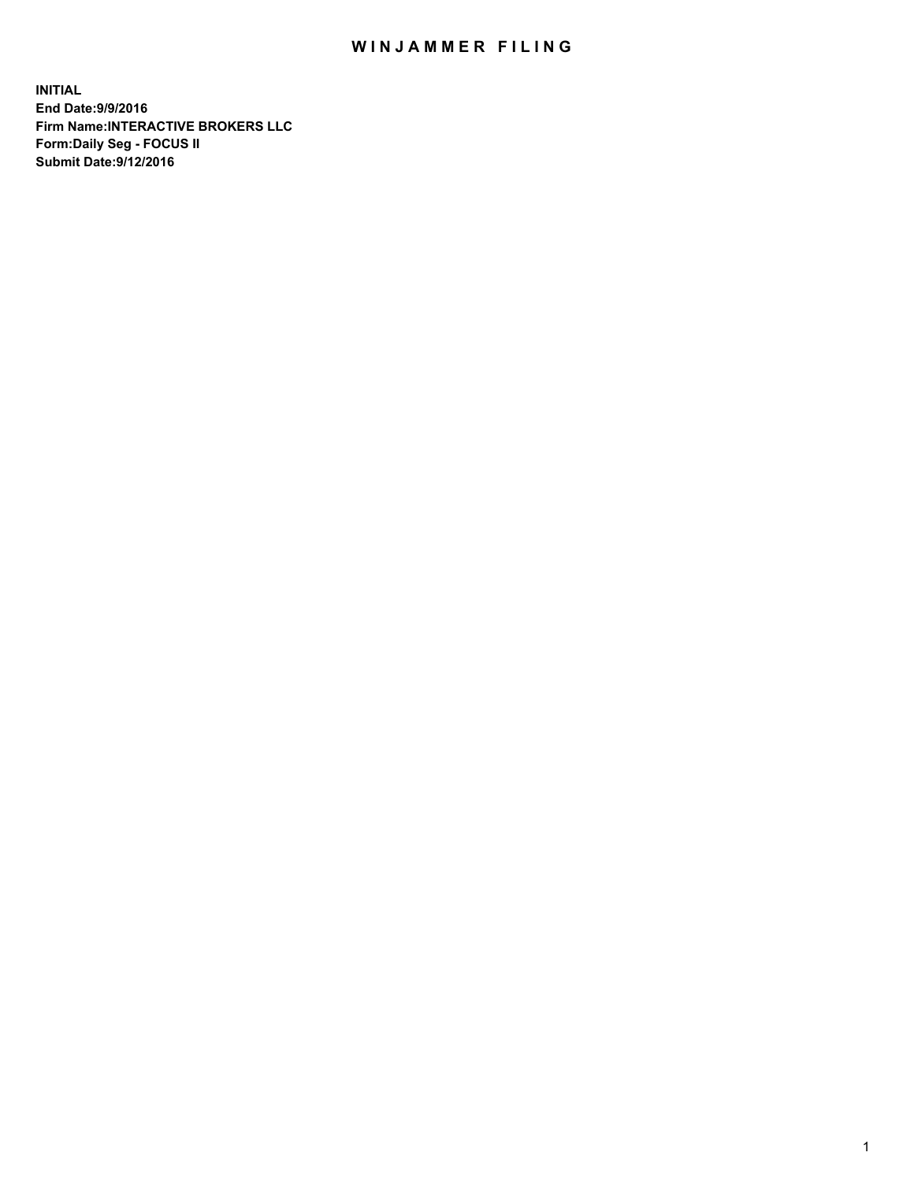# WINJAMMER FILING

**INITIAL**
**End Date:9/9/2016**
**Firm Name:INTERACTIVE BROKERS LLC**
**Form:Daily Seg - FOCUS II**
**Submit Date:9/12/2016**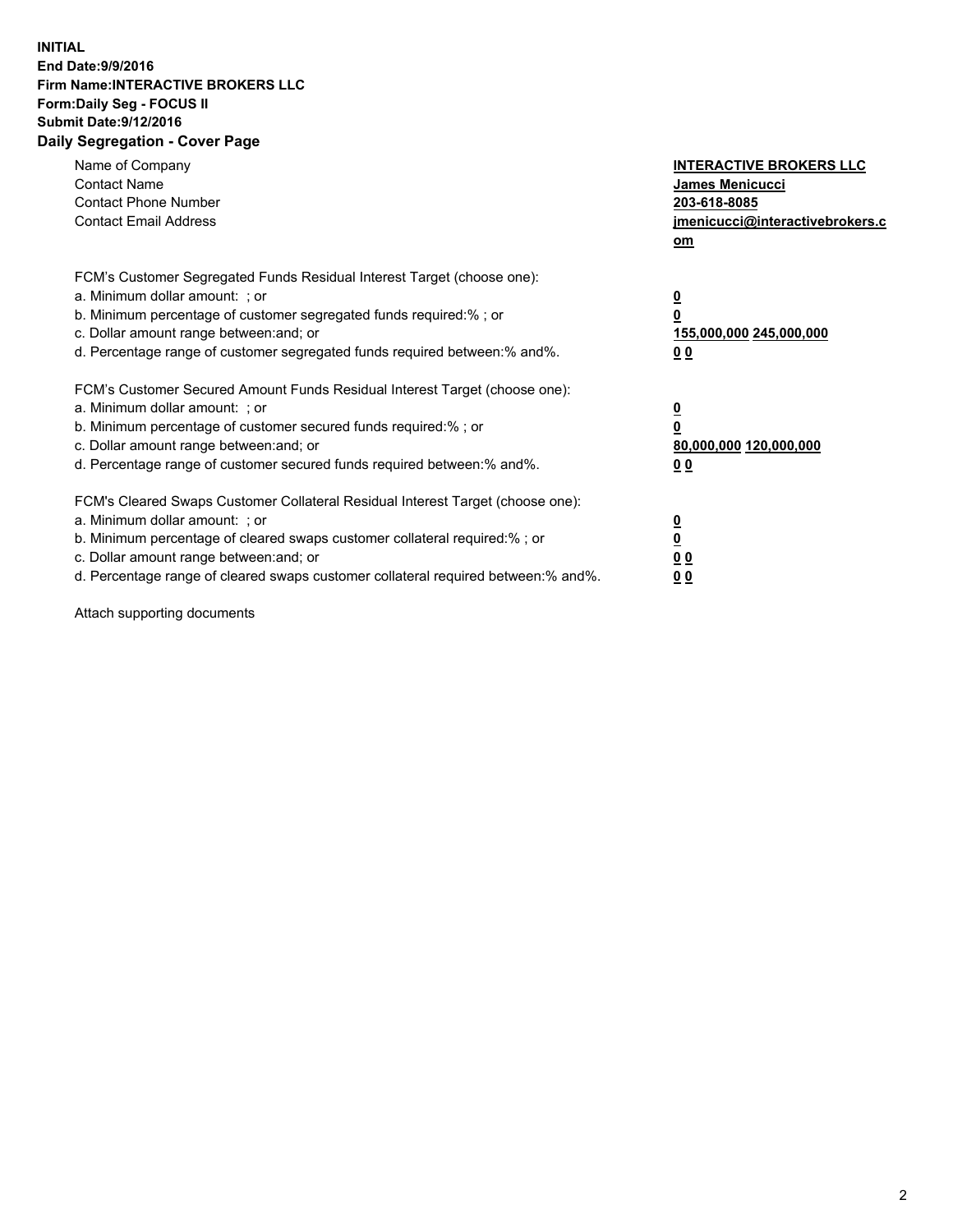**INITIAL**
**End Date:9/9/2016**
**Firm Name:INTERACTIVE BROKERS LLC**
**Form:Daily Seg - FOCUS II**
**Submit Date:9/12/2016**

## Daily Segregation - Cover Page

| | |
|---|---|
| Name of Company | **INTERACTIVE BROKERS LLC** |
| Contact Name | **James Menicucci** |
| Contact Phone Number | **203-618-8085** |
| Contact Email Address | **jmenicucci@interactivebrokers.com** |

| FCM's Customer Segregated Funds Residual Interest Target (choose one): | |
|---|---|
| a. Minimum dollar amount: ; or | **0** |
| b. Minimum percentage of customer segregated funds required:% ; or | **0** |
| c. Dollar amount range between:and; or | **155,000,000 245,000,000** |
| d. Percentage range of customer segregated funds required between:% and%. | **0 0** |

| FCM's Customer Secured Amount Funds Residual Interest Target (choose one): | |
|---|---|
| a. Minimum dollar amount: ; or | **0** |
| b. Minimum percentage of customer secured funds required:% ; or | **0** |
| c. Dollar amount range between:and; or | **80,000,000 120,000,000** |
| d. Percentage range of customer secured funds required between:% and%. | **0 0** |

| FCM's Cleared Swaps Customer Collateral Residual Interest Target (choose one): | |
|---|---|
| a. Minimum dollar amount: ; or | **0** |
| b. Minimum percentage of cleared swaps customer collateral required:% ; or | **0** |
| c. Dollar amount range between:and; or | **0 0** |
| d. Percentage range of cleared swaps customer collateral required between:% and%. | **0 0** |

Attach supporting documents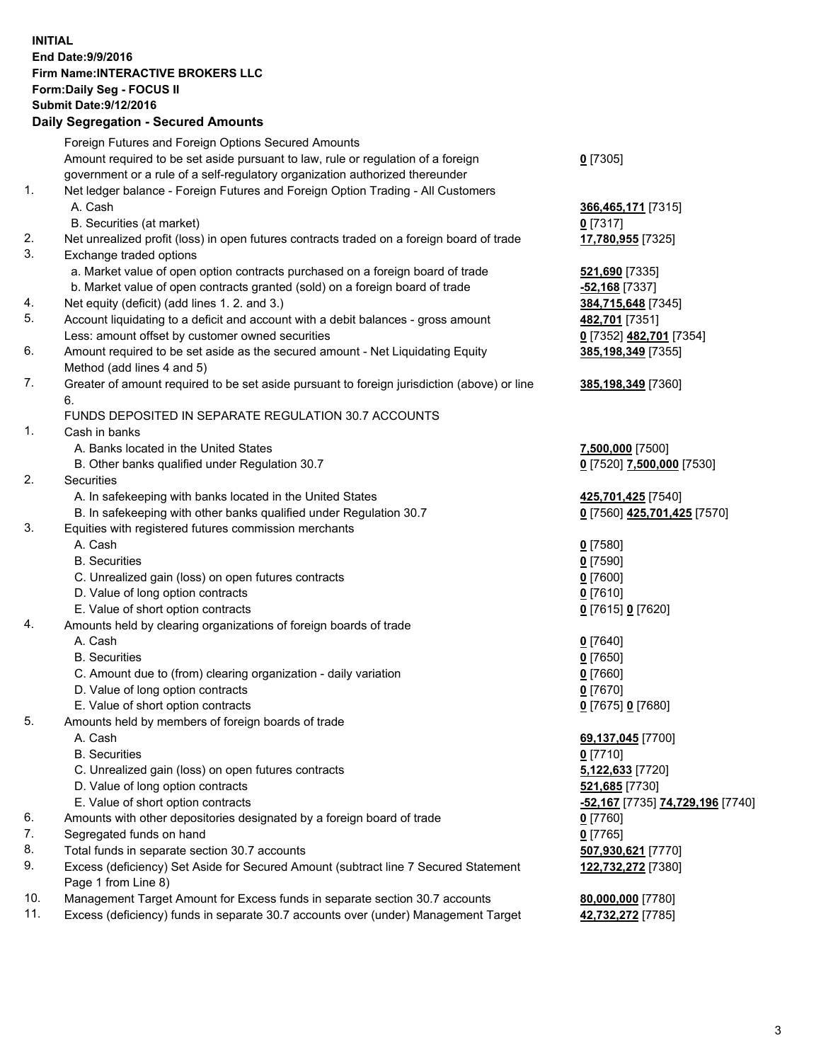**INITIAL**
**End Date:9/9/2016**
**Firm Name:INTERACTIVE BROKERS LLC**
**Form:Daily Seg - FOCUS II**
**Submit Date:9/12/2016**

### Daily Segregation - Secured Amounts

| | | |
|---|---|---|
| | Foreign Futures and Foreign Options Secured Amounts | |
| | Amount required to be set aside pursuant to law, rule or regulation of a foreign government or a rule of a self-regulatory organization authorized thereunder | **0** [7305] |
| 1. | Net ledger balance - Foreign Futures and Foreign Option Trading - All Customers | |
| | A. Cash | **366,465,171** [7315] |
| | B. Securities (at market) | **0** [7317] |
| 2. | Net unrealized profit (loss) in open futures contracts traded on a foreign board of trade | **17,780,955** [7325] |
| 3. | Exchange traded options | |
| | a. Market value of open option contracts purchased on a foreign board of trade | **521,690** [7335] |
| | b. Market value of open contracts granted (sold) on a foreign board of trade | **-52,168** [7337] |
| 4. | Net equity (deficit) (add lines 1. 2. and 3.) | **384,715,648** [7345] |
| 5. | Account liquidating to a deficit and account with a debit balances - gross amount | **482,701** [7351] |
| | Less: amount offset by customer owned securities | **0** [7352] **482,701** [7354] |
| 6. | Amount required to be set aside as the secured amount - Net Liquidating Equity Method (add lines 4 and 5) | **385,198,349** [7355] |
| 7. | Greater of amount required to be set aside pursuant to foreign jurisdiction (above) or line 6. | **385,198,349** [7360] |
| | FUNDS DEPOSITED IN SEPARATE REGULATION 30.7 ACCOUNTS | |
| 1. | Cash in banks | |
| | A. Banks located in the United States | **7,500,000** [7500] |
| | B. Other banks qualified under Regulation 30.7 | **0** [7520] **7,500,000** [7530] |
| 2. | Securities | |
| | A. In safekeeping with banks located in the United States | **425,701,425** [7540] |
| | B. In safekeeping with other banks qualified under Regulation 30.7 | **0** [7560] **425,701,425** [7570] |
| 3. | Equities with registered futures commission merchants | |
| | A. Cash | **0** [7580] |
| | B. Securities | **0** [7590] |
| | C. Unrealized gain (loss) on open futures contracts | **0** [7600] |
| | D. Value of long option contracts | **0** [7610] |
| | E. Value of short option contracts | **0** [7615] **0** [7620] |
| 4. | Amounts held by clearing organizations of foreign boards of trade | |
| | A. Cash | **0** [7640] |
| | B. Securities | **0** [7650] |
| | C. Amount due to (from) clearing organization - daily variation | **0** [7660] |
| | D. Value of long option contracts | **0** [7670] |
| | E. Value of short option contracts | **0** [7675] **0** [7680] |
| 5. | Amounts held by members of foreign boards of trade | |
| | A. Cash | **69,137,045** [7700] |
| | B. Securities | **0** [7710] |
| | C. Unrealized gain (loss) on open futures contracts | **5,122,633** [7720] |
| | D. Value of long option contracts | **521,685** [7730] |
| | E. Value of short option contracts | **-52,167** [7735] **74,729,196** [7740] |
| 6. | Amounts with other depositories designated by a foreign board of trade | **0** [7760] |
| 7. | Segregated funds on hand | **0** [7765] |
| 8. | Total funds in separate section 30.7 accounts | **507,930,621** [7770] |
| 9. | Excess (deficiency) Set Aside for Secured Amount (subtract line 7 Secured Statement Page 1 from Line 8) | **122,732,272** [7380] |
| 10. | Management Target Amount for Excess funds in separate section 30.7 accounts | **80,000,000** [7780] |
| 11. | Excess (deficiency) funds in separate 30.7 accounts over (under) Management Target | **42,732,272** [7785] |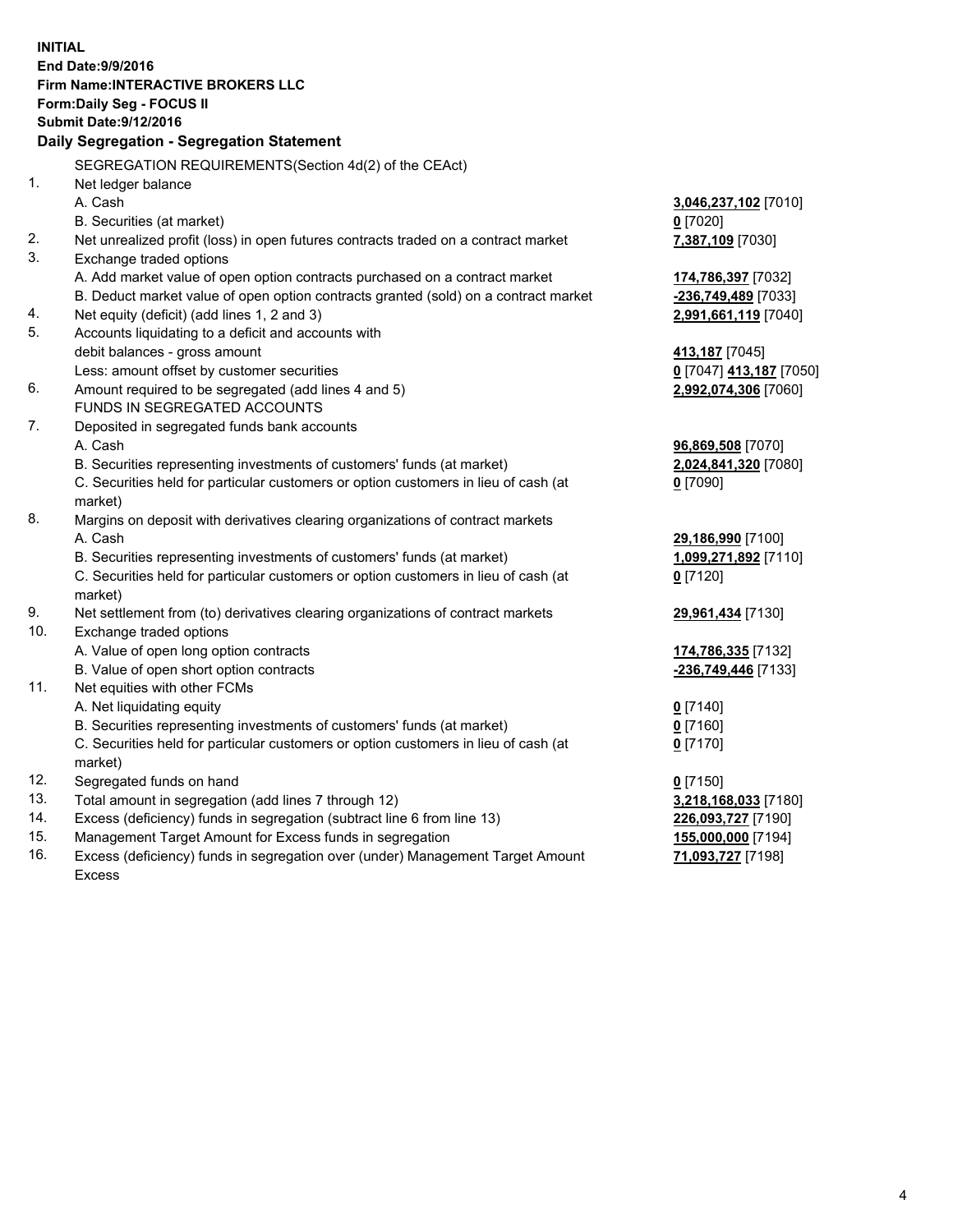**INITIAL**
**End Date:9/9/2016**
**Firm Name:INTERACTIVE BROKERS LLC**
**Form:Daily Seg - FOCUS II**
**Submit Date:9/12/2016**

**Daily Segregation - Segregation Statement**

SEGREGATION REQUIREMENTS(Section 4d(2) of the CEAct)

| | | |
|---|---|---|
| 1. | Net ledger balance | |
| | A. Cash | 3,046,237,102 [7010] |
| | B. Securities (at market) | 0 [7020] |
| 2. | Net unrealized profit (loss) in open futures contracts traded on a contract market | 7,387,109 [7030] |
| 3. | Exchange traded options | |
| | A. Add market value of open option contracts purchased on a contract market | 174,786,397 [7032] |
| | B. Deduct market value of open option contracts granted (sold) on a contract market | -236,749,489 [7033] |
| 4. | Net equity (deficit) (add lines 1, 2 and 3) | 2,991,661,119 [7040] |
| 5. | Accounts liquidating to a deficit and accounts with debit balances - gross amount | 413,187 [7045] |
| | Less: amount offset by customer securities | 0 [7047] 413,187 [7050] |
| 6. | Amount required to be segregated (add lines 4 and 5) | 2,992,074,306 [7060] |
| | FUNDS IN SEGREGATED ACCOUNTS | |
| 7. | Deposited in segregated funds bank accounts | |
| | A. Cash | 96,869,508 [7070] |
| | B. Securities representing investments of customers' funds (at market) | 2,024,841,320 [7080] |
| | C. Securities held for particular customers or option customers in lieu of cash (at market) | 0 [7090] |
| 8. | Margins on deposit with derivatives clearing organizations of contract markets | |
| | A. Cash | 29,186,990 [7100] |
| | B. Securities representing investments of customers' funds (at market) | 1,099,271,892 [7110] |
| | C. Securities held for particular customers or option customers in lieu of cash (at market) | 0 [7120] |
| 9. | Net settlement from (to) derivatives clearing organizations of contract markets | 29,961,434 [7130] |
| 10. | Exchange traded options | |
| | A. Value of open long option contracts | 174,786,335 [7132] |
| | B. Value of open short option contracts | -236,749,446 [7133] |
| 11. | Net equities with other FCMs | |
| | A. Net liquidating equity | 0 [7140] |
| | B. Securities representing investments of customers' funds (at market) | 0 [7160] |
| | C. Securities held for particular customers or option customers in lieu of cash (at market) | 0 [7170] |
| 12. | Segregated funds on hand | 0 [7150] |
| 13. | Total amount in segregation (add lines 7 through 12) | 3,218,168,033 [7180] |
| 14. | Excess (deficiency) funds in segregation (subtract line 6 from line 13) | 226,093,727 [7190] |
| 15. | Management Target Amount for Excess funds in segregation | 155,000,000 [7194] |
| 16. | Excess (deficiency) funds in segregation over (under) Management Target Amount Excess | 71,093,727 [7198] |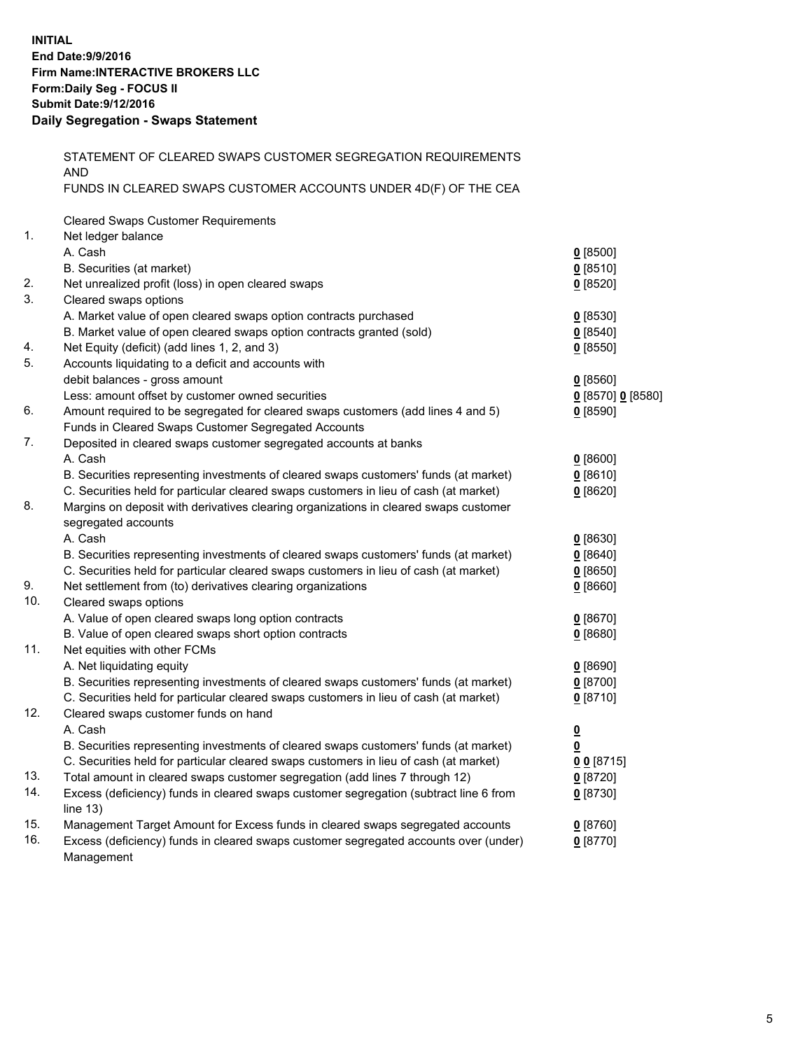**INITIAL**
**End Date:9/9/2016**
**Firm Name:INTERACTIVE BROKERS LLC**
**Form:Daily Seg - FOCUS II**
**Submit Date:9/12/2016**
**Daily Segregation - Swaps Statement**

STATEMENT OF CLEARED SWAPS CUSTOMER SEGREGATION REQUIREMENTS AND FUNDS IN CLEARED SWAPS CUSTOMER ACCOUNTS UNDER 4D(F) OF THE CEA

| | | |
|---|---|---|
| | Cleared Swaps Customer Requirements | |
| 1. | Net ledger balance | |
| | A. Cash | 0 [8500] |
| | B. Securities (at market) | 0 [8510] |
| 2. | Net unrealized profit (loss) in open cleared swaps | 0 [8520] |
| 3. | Cleared swaps options | |
| | A. Market value of open cleared swaps option contracts purchased | 0 [8530] |
| | B. Market value of open cleared swaps option contracts granted (sold) | 0 [8540] |
| 4. | Net Equity (deficit) (add lines 1, 2, and 3) | 0 [8550] |
| 5. | Accounts liquidating to a deficit and accounts with debit balances - gross amount | 0 [8560] |
| | Less: amount offset by customer owned securities | 0 [8570] 0 [8580] |
| 6. | Amount required to be segregated for cleared swaps customers (add lines 4 and 5) | 0 [8590] |
| | Funds in Cleared Swaps Customer Segregated Accounts | |
| 7. | Deposited in cleared swaps customer segregated accounts at banks | |
| | A. Cash | 0 [8600] |
| | B. Securities representing investments of cleared swaps customers' funds (at market) | 0 [8610] |
| | C. Securities held for particular cleared swaps customers in lieu of cash (at market) | 0 [8620] |
| 8. | Margins on deposit with derivatives clearing organizations in cleared swaps customer segregated accounts | |
| | A. Cash | 0 [8630] |
| | B. Securities representing investments of cleared swaps customers' funds (at market) | 0 [8640] |
| | C. Securities held for particular cleared swaps customers in lieu of cash (at market) | 0 [8650] |
| 9. | Net settlement from (to) derivatives clearing organizations | 0 [8660] |
| 10. | Cleared swaps options | |
| | A. Value of open cleared swaps long option contracts | 0 [8670] |
| | B. Value of open cleared swaps short option contracts | 0 [8680] |
| 11. | Net equities with other FCMs | |
| | A. Net liquidating equity | 0 [8690] |
| | B. Securities representing investments of cleared swaps customers' funds (at market) | 0 [8700] |
| | C. Securities held for particular cleared swaps customers in lieu of cash (at market) | 0 [8710] |
| 12. | Cleared swaps customer funds on hand | |
| | A. Cash | 0 |
| | B. Securities representing investments of cleared swaps customers' funds (at market) | 0 |
| | C. Securities held for particular cleared swaps customers in lieu of cash (at market) | 0 0 [8715] |
| 13. | Total amount in cleared swaps customer segregation (add lines 7 through 12) | 0 [8720] |
| 14. | Excess (deficiency) funds in cleared swaps customer segregation (subtract line 6 from line 13) | 0 [8730] |
| 15. | Management Target Amount for Excess funds in cleared swaps segregated accounts | 0 [8760] |
| 16. | Excess (deficiency) funds in cleared swaps customer segregated accounts over (under) Management | 0 [8770] |